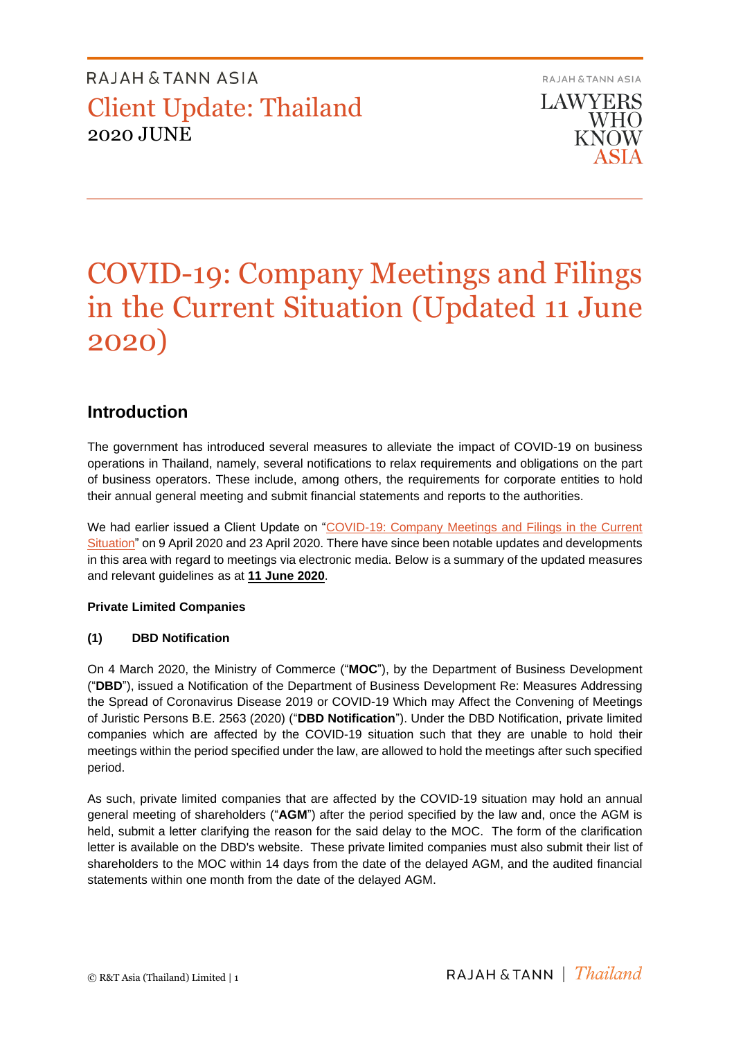RAJAH & TANN ASIA

# Client Update: Thailand

2020 JUNE

RAJAH & TANN ASIA

LAWYERS WHO KNOW ASIA

# COVID-19: Company Meetings and Filings in the Current Situation (Updated 11 June 2020)

## Introduction

The government has introduced several measures to alleviate the impact of COVID-19 on business operations in Thailand, namely, several notifications to relax requirements and obligations on the part of business operators. These include, among others, the requirements for corporate entities to hold their annual general meeting and submit financial statements and reports to the authorities.

We had earlier issued a Client Update on "COVID-19: Company Meetings and Filings in the Current Situation" on 9 April 2020 and 23 April 2020. There have since been notable updates and developments in this area with regard to meetings via electronic media. Below is a summary of the updated measures and relevant guidelines as at **11 June 2020**.

**Private Limited Companies**

**(1) DBD Notification**

On 4 March 2020, the Ministry of Commerce ("**MOC**"), by the Department of Business Development ("**DBD**"), issued a Notification of the Department of Business Development Re: Measures Addressing the Spread of Coronavirus Disease 2019 or COVID-19 Which may Affect the Convening of Meetings of Juristic Persons B.E. 2563 (2020) ("**DBD Notification**"). Under the DBD Notification, private limited companies which are affected by the COVID-19 situation such that they are unable to hold their meetings within the period specified under the law, are allowed to hold the meetings after such specified period.

As such, private limited companies that are affected by the COVID-19 situation may hold an annual general meeting of shareholders ("**AGM**") after the period specified by the law and, once the AGM is held, submit a letter clarifying the reason for the said delay to the MOC. The form of the clarification letter is available on the DBD's website. These private limited companies must also submit their list of shareholders to the MOC within 14 days from the date of the delayed AGM, and the audited financial statements within one month from the date of the delayed AGM.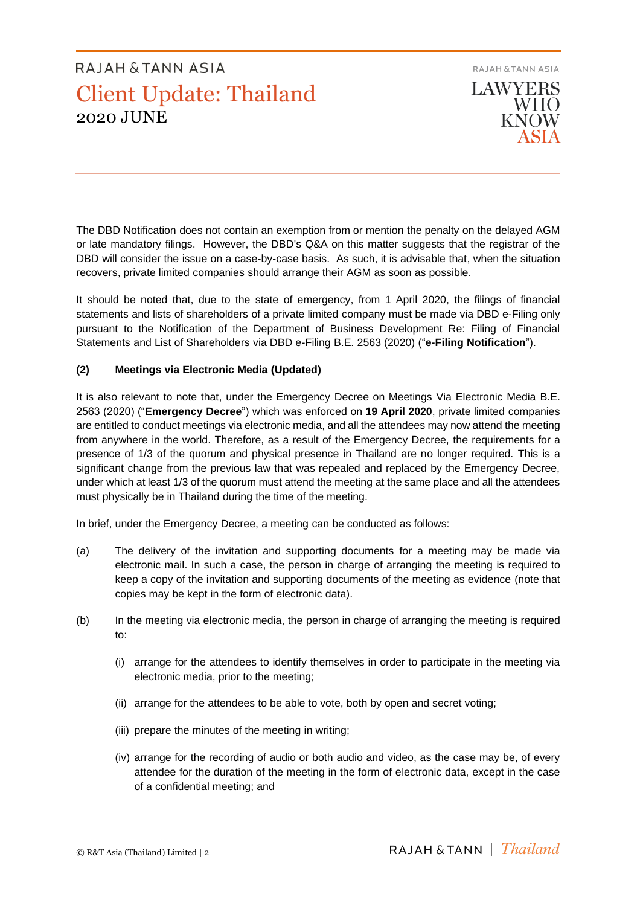The DBD Notification does not contain an exemption from or mention the penalty on the delayed AGM or late mandatory filings. However, the DBD's Q&A on this matter suggests that the registrar of the DBD will consider the issue on a case-by-case basis. As such, it is advisable that, when the situation recovers, private limited companies should arrange their AGM as soon as possible.

It should be noted that, due to the state of emergency, from 1 April 2020, the filings of financial statements and lists of shareholders of a private limited company must be made via DBD e-Filing only pursuant to the Notification of the Department of Business Development Re: Filing of Financial Statements and List of Shareholders via DBD e-Filing B.E. 2563 (2020) ("**e-Filing Notification**").

**(2) Meetings via Electronic Media (Updated)**

It is also relevant to note that, under the Emergency Decree on Meetings Via Electronic Media B.E. 2563 (2020) ("**Emergency Decree**") which was enforced on **19 April 2020**, private limited companies are entitled to conduct meetings via electronic media, and all the attendees may now attend the meeting from anywhere in the world. Therefore, as a result of the Emergency Decree, the requirements for a presence of 1/3 of the quorum and physical presence in Thailand are no longer required. This is a significant change from the previous law that was repealed and replaced by the Emergency Decree, under which at least 1/3 of the quorum must attend the meeting at the same place and all the attendees must physically be in Thailand during the time of the meeting.

In brief, under the Emergency Decree, a meeting can be conducted as follows:

(a) The delivery of the invitation and supporting documents for a meeting may be made via electronic mail. In such a case, the person in charge of arranging the meeting is required to keep a copy of the invitation and supporting documents of the meeting as evidence (note that copies may be kept in the form of electronic data).

(b) In the meeting via electronic media, the person in charge of arranging the meeting is required to:

   (i) arrange for the attendees to identify themselves in order to participate in the meeting via electronic media, prior to the meeting;

   (ii) arrange for the attendees to be able to vote, both by open and secret voting;

   (iii) prepare the minutes of the meeting in writing;

   (iv) arrange for the recording of audio or both audio and video, as the case may be, of every attendee for the duration of the meeting in the form of electronic data, except in the case of a confidential meeting; and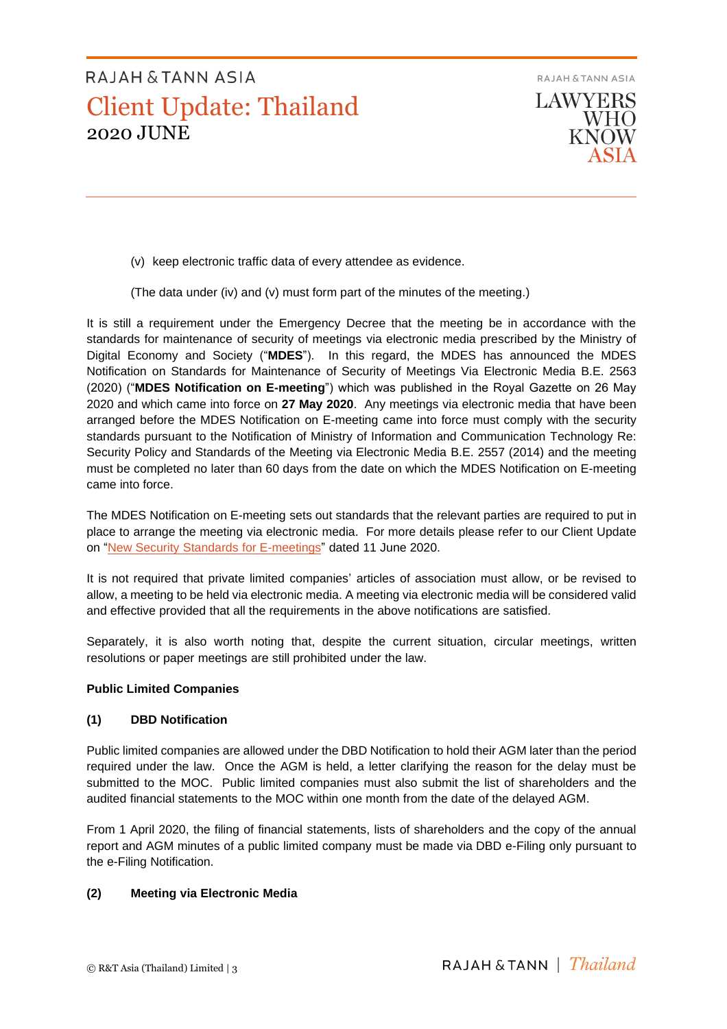(v) keep electronic traffic data of every attendee as evidence.

(The data under (iv) and (v) must form part of the minutes of the meeting.)

It is still a requirement under the Emergency Decree that the meeting be in accordance with the standards for maintenance of security of meetings via electronic media prescribed by the Ministry of Digital Economy and Society ("**MDES**"). In this regard, the MDES has announced the MDES Notification on Standards for Maintenance of Security of Meetings Via Electronic Media B.E. 2563 (2020) ("**MDES Notification on E-meeting**") which was published in the Royal Gazette on 26 May 2020 and which came into force on **27 May 2020**. Any meetings via electronic media that have been arranged before the MDES Notification on E-meeting came into force must comply with the security standards pursuant to the Notification of Ministry of Information and Communication Technology Re: Security Policy and Standards of the Meeting via Electronic Media B.E. 2557 (2014) and the meeting must be completed no later than 60 days from the date on which the MDES Notification on E-meeting came into force.

The MDES Notification on E-meeting sets out standards that the relevant parties are required to put in place to arrange the meeting via electronic media. For more details please refer to our Client Update on "New Security Standards for E-meetings" dated 11 June 2020.

It is not required that private limited companies' articles of association must allow, or be revised to allow, a meeting to be held via electronic media. A meeting via electronic media will be considered valid and effective provided that all the requirements in the above notifications are satisfied.

Separately, it is also worth noting that, despite the current situation, circular meetings, written resolutions or paper meetings are still prohibited under the law.

**Public Limited Companies**

**(1) DBD Notification**

Public limited companies are allowed under the DBD Notification to hold their AGM later than the period required under the law. Once the AGM is held, a letter clarifying the reason for the delay must be submitted to the MOC. Public limited companies must also submit the list of shareholders and the audited financial statements to the MOC within one month from the date of the delayed AGM.

From 1 April 2020, the filing of financial statements, lists of shareholders and the copy of the annual report and AGM minutes of a public limited company must be made via DBD e-Filing only pursuant to the e-Filing Notification.

**(2) Meeting via Electronic Media**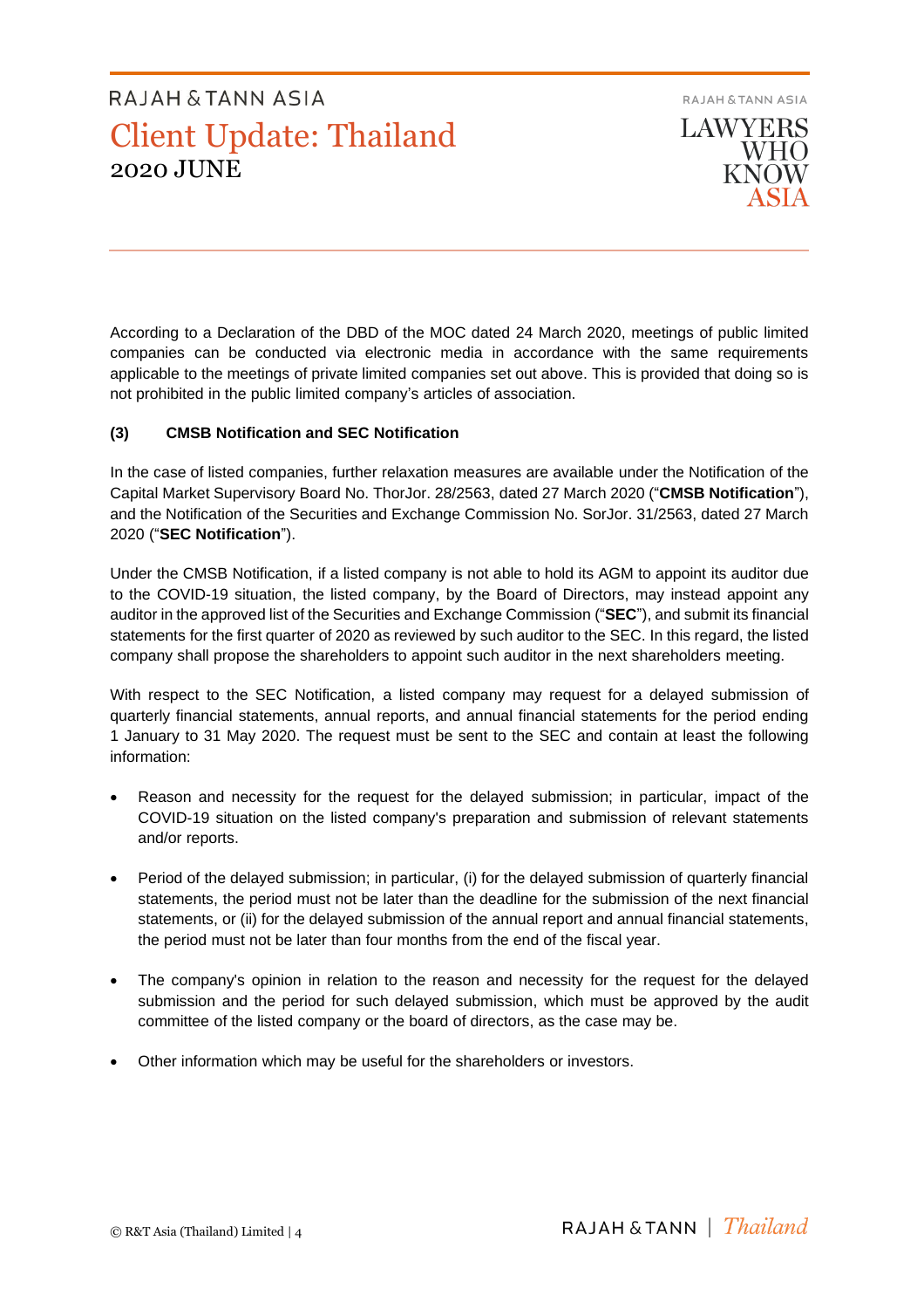According to a Declaration of the DBD of the MOC dated 24 March 2020, meetings of public limited companies can be conducted via electronic media in accordance with the same requirements applicable to the meetings of private limited companies set out above. This is provided that doing so is not prohibited in the public limited company's articles of association.

**(3) CMSB Notification and SEC Notification**

In the case of listed companies, further relaxation measures are available under the Notification of the Capital Market Supervisory Board No. ThorJor. 28/2563, dated 27 March 2020 ("**CMSB Notification**"), and the Notification of the Securities and Exchange Commission No. SorJor. 31/2563, dated 27 March 2020 ("**SEC Notification**").

Under the CMSB Notification, if a listed company is not able to hold its AGM to appoint its auditor due to the COVID-19 situation, the listed company, by the Board of Directors, may instead appoint any auditor in the approved list of the Securities and Exchange Commission ("**SEC**"), and submit its financial statements for the first quarter of 2020 as reviewed by such auditor to the SEC. In this regard, the listed company shall propose the shareholders to appoint such auditor in the next shareholders meeting.

With respect to the SEC Notification, a listed company may request for a delayed submission of quarterly financial statements, annual reports, and annual financial statements for the period ending 1 January to 31 May 2020. The request must be sent to the SEC and contain at least the following information:

- Reason and necessity for the request for the delayed submission; in particular, impact of the COVID-19 situation on the listed company's preparation and submission of relevant statements and/or reports.
- Period of the delayed submission; in particular, (i) for the delayed submission of quarterly financial statements, the period must not be later than the deadline for the submission of the next financial statements, or (ii) for the delayed submission of the annual report and annual financial statements, the period must not be later than four months from the end of the fiscal year.
- The company's opinion in relation to the reason and necessity for the request for the delayed submission and the period for such delayed submission, which must be approved by the audit committee of the listed company or the board of directors, as the case may be.
- Other information which may be useful for the shareholders or investors.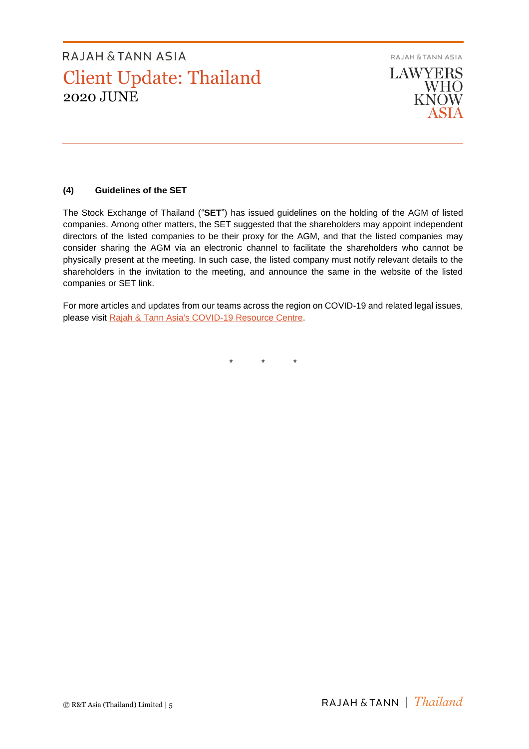**(4) Guidelines of the SET**

The Stock Exchange of Thailand ("**SET**") has issued guidelines on the holding of the AGM of listed companies. Among other matters, the SET suggested that the shareholders may appoint independent directors of the listed companies to be their proxy for the AGM, and that the listed companies may consider sharing the AGM via an electronic channel to facilitate the shareholders who cannot be physically present at the meeting. In such case, the listed company must notify relevant details to the shareholders in the invitation to the meeting, and announce the same in the website of the listed companies or SET link.

For more articles and updates from our teams across the region on COVID-19 and related legal issues, please visit Rajah & Tann Asia's COVID-19 Resource Centre.

\*  \*  \*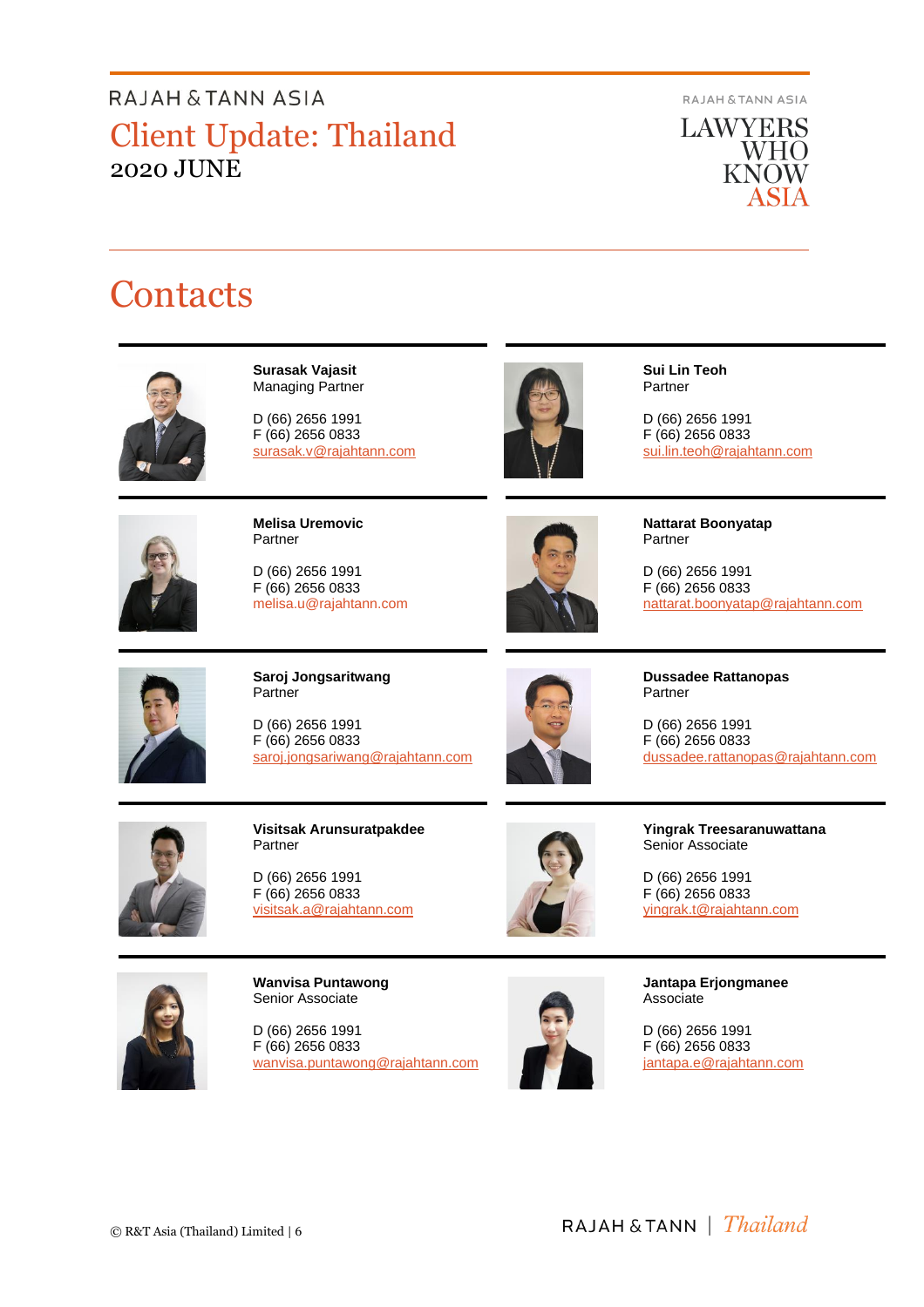# Contacts

**Surasak Vajasit**
Managing Partner

D (66) 2656 1991
F (66) 2656 0833
surasak.v@rajahtann.com

**Sui Lin Teoh**
Partner

D (66) 2656 1991
F (66) 2656 0833
sui.lin.teoh@rajahtann.com

**Melisa Uremovic**
Partner

D (66) 2656 1991
F (66) 2656 0833
melisa.u@rajahtann.com

**Nattarat Boonyatap**
Partner

D (66) 2656 1991
F (66) 2656 0833
nattarat.boonyatap@rajahtann.com

**Saroj Jongsaritwang**
Partner

D (66) 2656 1991
F (66) 2656 0833
saroj.jongsariwang@rajahtann.com

**Dussadee Rattanopas**
Partner

D (66) 2656 1991
F (66) 2656 0833
dussadee.rattanopas@rajahtann.com

**Visitsak Arunsuratpakdee**
Partner

D (66) 2656 1991
F (66) 2656 0833
visitsak.a@rajahtann.com

**Yingrak Treesaranuwattana**
Senior Associate

D (66) 2656 1991
F (66) 2656 0833
yingrak.t@rajahtann.com

**Wanvisa Puntawong**
Senior Associate

D (66) 2656 1991
F (66) 2656 0833
wanvisa.puntawong@rajahtann.com

**Jantapa Erjongmanee**
Associate

D (66) 2656 1991
F (66) 2656 0833
jantapa.e@rajahtann.com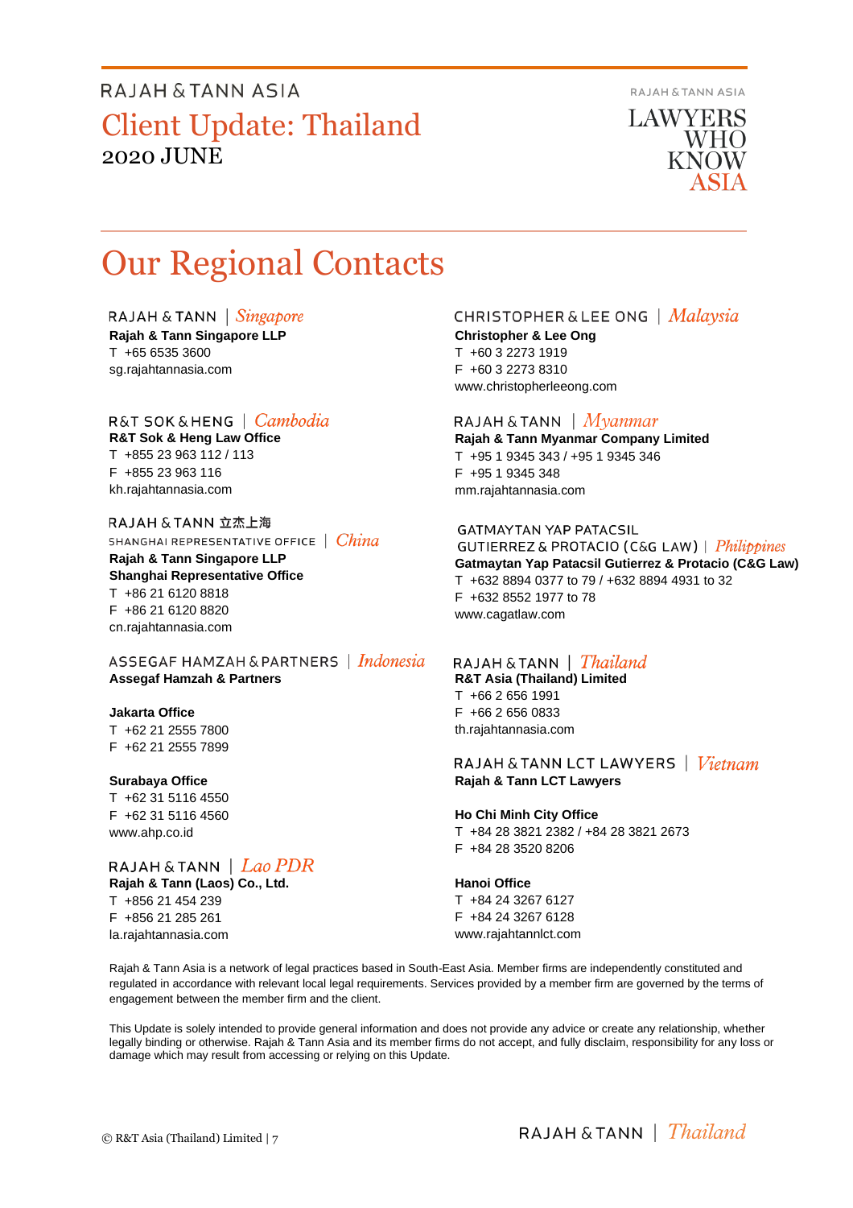# Our Regional Contacts

### RAJAH & TANN | *Singapore*

**Rajah & Tann Singapore LLP**
T +65 6535 3600
sg.rajahtannasia.com

### R&T SOK & HENG | *Cambodia*

**R&T Sok & Heng Law Office**
T +855 23 963 112 / 113
F +855 23 963 116
kh.rajahtannasia.com

### RAJAH & TANN 立杰上海 SHANGHAI REPRESENTATIVE OFFICE | *China*

**Rajah & Tann Singapore LLP**
**Shanghai Representative Office**
T +86 21 6120 8818
F +86 21 6120 8820
cn.rajahtannasia.com

### ASSEGAF HAMZAH & PARTNERS | *Indonesia*

**Assegaf Hamzah & Partners**

**Jakarta Office**
T +62 21 2555 7800
F +62 21 2555 7899

**Surabaya Office**
T +62 31 5116 4550
F +62 31 5116 4560
www.ahp.co.id

### RAJAH & TANN | *Lao PDR*

**Rajah & Tann (Laos) Co., Ltd.**
T +856 21 454 239
F +856 21 285 261
la.rajahtannasia.com

### CHRISTOPHER & LEE ONG | *Malaysia*

**Christopher & Lee Ong**
T +60 3 2273 1919
F +60 3 2273 8310
www.christopherleeong.com

### RAJAH & TANN | *Myanmar*

**Rajah & Tann Myanmar Company Limited**
T +95 1 9345 343 / +95 1 9345 346
F +95 1 9345 348
mm.rajahtannasia.com

### GATMAYTAN YAP PATACSIL GUTIERREZ & PROTACIO (C&G LAW) | *Philippines*

**Gatmaytan Yap Patacsil Gutierrez & Protacio (C&G Law)**
T +632 8894 0377 to 79 / +632 8894 4931 to 32
F +632 8552 1977 to 78
www.cagatlaw.com

### RAJAH & TANN | *Thailand*

**R&T Asia (Thailand) Limited**
T +66 2 656 1991
F +66 2 656 0833
th.rajahtannasia.com

### RAJAH & TANN LCT LAWYERS | *Vietnam*

**Rajah & Tann LCT Lawyers**

**Ho Chi Minh City Office**
T +84 28 3821 2382 / +84 28 3821 2673
F +84 28 3520 8206

**Hanoi Office**
T +84 24 3267 6127
F +84 24 3267 6128
www.rajahtannlct.com

Rajah & Tann Asia is a network of legal practices based in South-East Asia. Member firms are independently constituted and regulated in accordance with relevant local legal requirements. Services provided by a member firm are governed by the terms of engagement between the member firm and the client.

This Update is solely intended to provide general information and does not provide any advice or create any relationship, whether legally binding or otherwise. Rajah & Tann Asia and its member firms do not accept, and fully disclaim, responsibility for any loss or damage which may result from accessing or relying on this Update.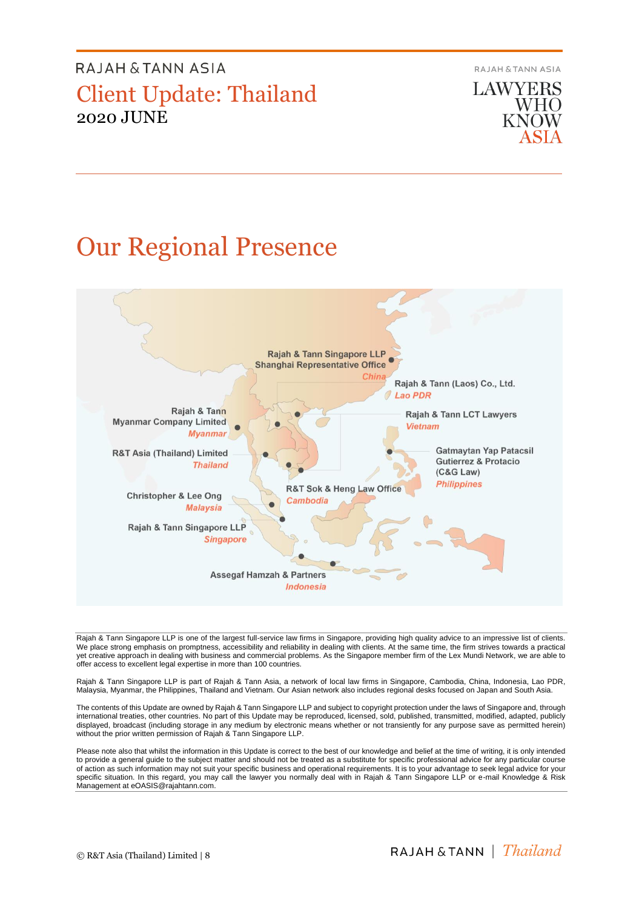# Our Regional Presence

Rajah & Tann Singapore LLP
Shanghai Representative Office
*China*

Rajah & Tann (Laos) Co., Ltd.
*Lao PDR*

Rajah & Tann
Myanmar Company Limited
*Myanmar*

Rajah & Tann LCT Lawyers
*Vietnam*

R&T Asia (Thailand) Limited
*Thailand*

Gatmaytan Yap Patacsil
Gutierrez & Protacio
(C&G Law)
*Philippines*

R&T Sok & Heng Law Office
*Cambodia*

Christopher & Lee Ong
*Malaysia*

Rajah & Tann Singapore LLP
*Singapore*

Assegaf Hamzah & Partners
*Indonesia*

Rajah & Tann Singapore LLP is one of the largest full-service law firms in Singapore, providing high quality advice to an impressive list of clients. We place strong emphasis on promptness, accessibility and reliability in dealing with clients. At the same time, the firm strives towards a practical yet creative approach in dealing with business and commercial problems. As the Singapore member firm of the Lex Mundi Network, we are able to offer access to excellent legal expertise in more than 100 countries.

Rajah & Tann Singapore LLP is part of Rajah & Tann Asia, a network of local law firms in Singapore, Cambodia, China, Indonesia, Lao PDR, Malaysia, Myanmar, the Philippines, Thailand and Vietnam. Our Asian network also includes regional desks focused on Japan and South Asia.

The contents of this Update are owned by Rajah & Tann Singapore LLP and subject to copyright protection under the laws of Singapore and, through international treaties, other countries. No part of this Update may be reproduced, licensed, sold, published, transmitted, modified, adapted, publicly displayed, broadcast (including storage in any medium by electronic means whether or not transiently for any purpose save as permitted herein) without the prior written permission of Rajah & Tann Singapore LLP.

Please note also that whilst the information in this Update is correct to the best of our knowledge and belief at the time of writing, it is only intended to provide a general guide to the subject matter and should not be treated as a substitute for specific professional advice for any particular course of action as such information may not suit your specific business and operational requirements. It is to your advantage to seek legal advice for your specific situation. In this regard, you may call the lawyer you normally deal with in Rajah & Tann Singapore LLP or e-mail Knowledge & Risk Management at eOASIS@rajahtann.com.